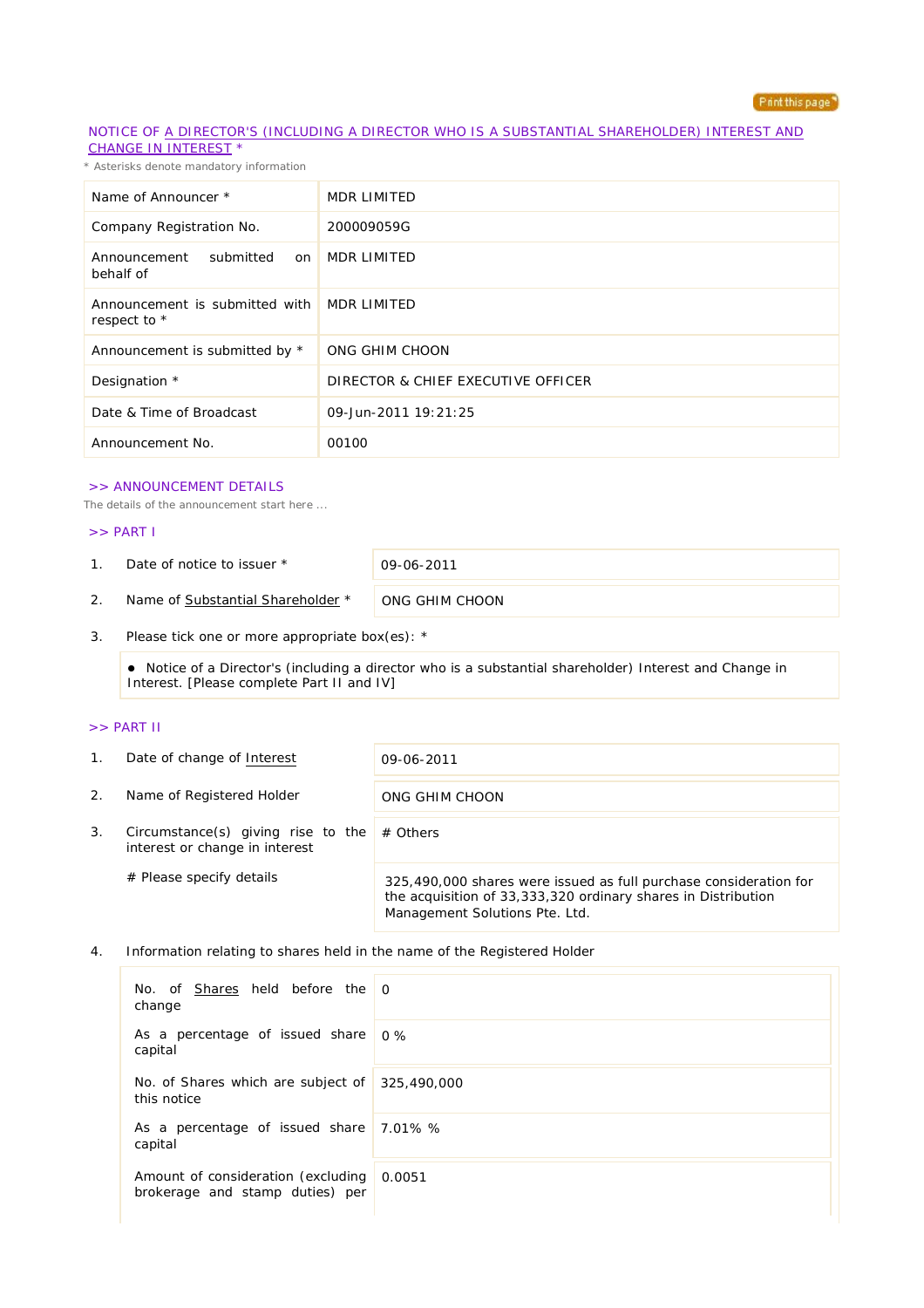Print this page

## NOTICE OF A DIRECTOR'S (INCLUDING A DIRECTOR WHO IS A SUBSTANTIAL SHAREHOLDER) INTEREST AND CHANGE IN INTEREST *

* Asterisks denote mandatory information

| | |
|---|---|
| Name of Announcer * | MDR LIMITED |
| Company Registration No. | 200009059G |
| Announcement submitted on behalf of | MDR LIMITED |
| Announcement is submitted with respect to * | MDR LIMITED |
| Announcement is submitted by * | ONG GHIM CHOON |
| Designation * | DIRECTOR & CHIEF EXECUTIVE OFFICER |
| Date & Time of Broadcast | 09-Jun-2011 19:21:25 |
| Announcement No. | 00100 |

### >> ANNOUNCEMENT DETAILS

The details of the announcement start here ...

### >> PART I

| | | |
|---|---|---|
| 1. | Date of notice to issuer * | 09-06-2011 |
| 2. | Name of Substantial Shareholder * | ONG GHIM CHOON |

3. Please tick one or more appropriate box(es): *

- Notice of a Director's (including a director who is a substantial shareholder) Interest and Change in Interest. [Please complete Part II and IV]

### >> PART II

| | | |
|---|---|---|
| 1. | Date of change of Interest | 09-06-2011 |
| 2. | Name of Registered Holder | ONG GHIM CHOON |
| 3. | Circumstance(s) giving rise to the interest or change in interest | # Others |
| | # Please specify details | 325,490,000 shares were issued as full purchase consideration for the acquisition of 33,333,320 ordinary shares in Distribution Management Solutions Pte. Ltd. |

4. Information relating to shares held in the name of the Registered Holder

| | |
|---|---|
| No. of Shares held before the change | 0 |
| As a percentage of issued share capital | 0 % |
| No. of Shares which are subject of this notice | 325,490,000 |
| As a percentage of issued share capital | 7.01% % |
| Amount of consideration (excluding brokerage and stamp duties) per | 0.0051 |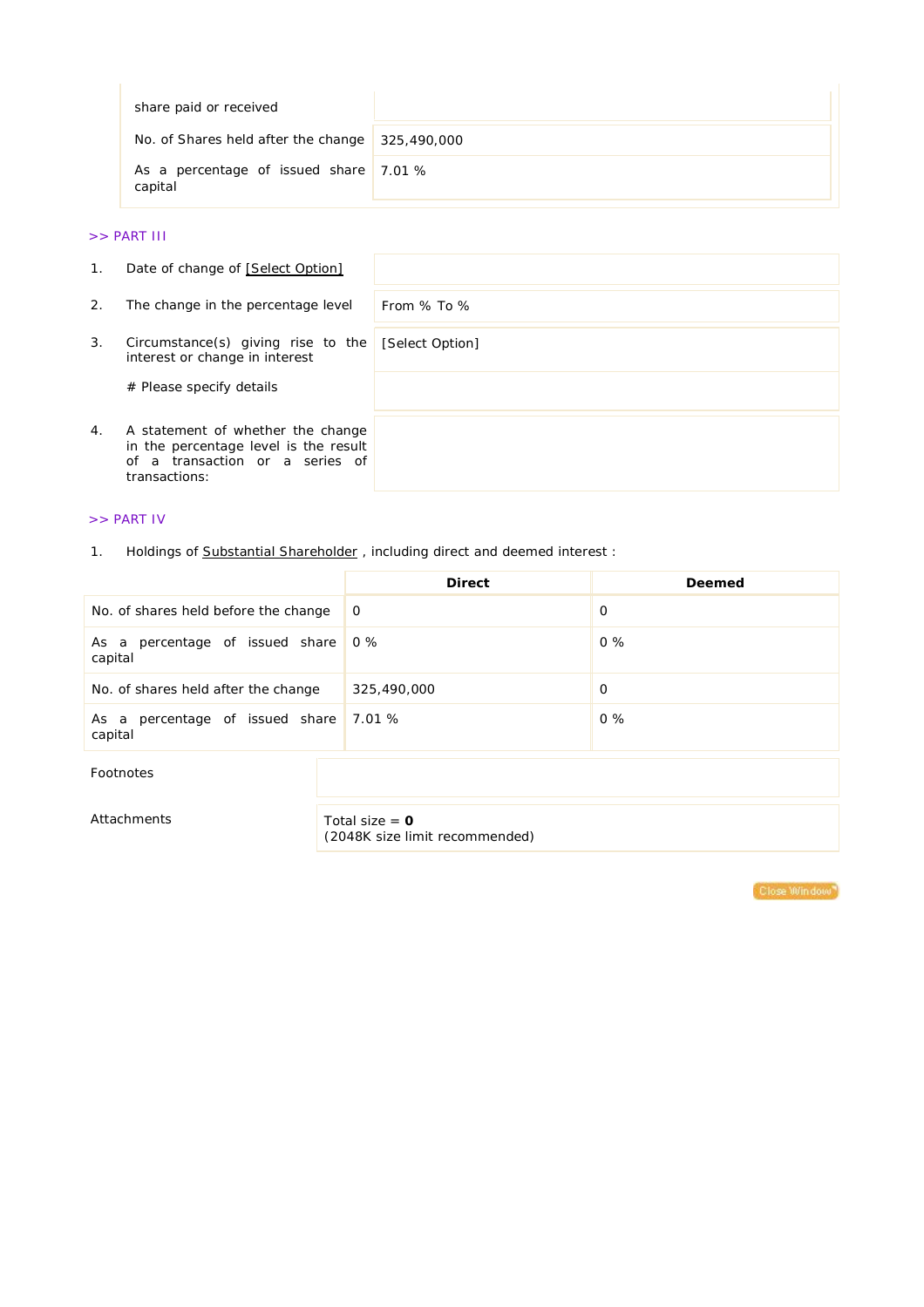| | |
|---|---|
| share paid or received | |
| No. of Shares held after the change | 325,490,000 |
| As a percentage of issued share capital | 7.01 % |

>> PART III

| | | |
|---|---|---|
| 1. | Date of change of [Select Option] | |
| 2. | The change in the percentage level | From % To % |
| 3. | Circumstance(s) giving rise to the interest or change in interest | [Select Option] |
| | # Please specify details | |
| 4. | A statement of whether the change in the percentage level is the result of a transaction or a series of transactions: | |

>> PART IV

1. Holdings of Substantial Shareholder , including direct and deemed interest :

| | **Direct** | **Deemed** |
|---|---|---|
| No. of shares held before the change | 0 | 0 |
| As a percentage of issued share capital | 0 % | 0 % |
| No. of shares held after the change | 325,490,000 | 0 |
| As a percentage of issued share capital | 7.01 % | 0 % |

| | |
|---|---|
| Footnotes | |
| Attachments | Total size = **0**<br>(2048K size limit recommended) |

Close Window